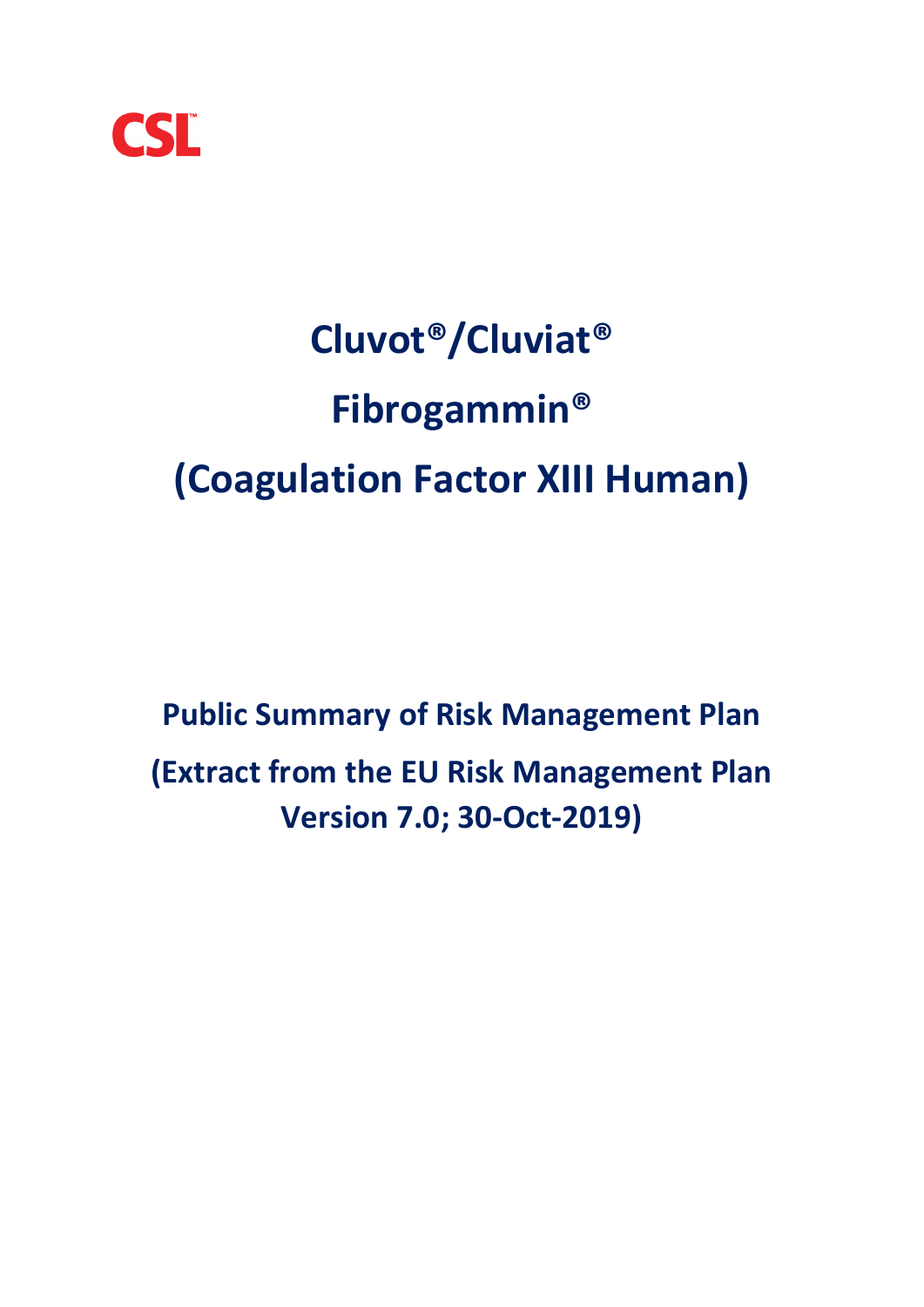CSL™

# Cluvot®/Cluviat®

# Fibrogammin®

# (Coagulation Factor XIII Human)

**Public Summary of Risk Management Plan**

**(Extract from the EU Risk Management Plan Version 7.0; 30-Oct-2019)**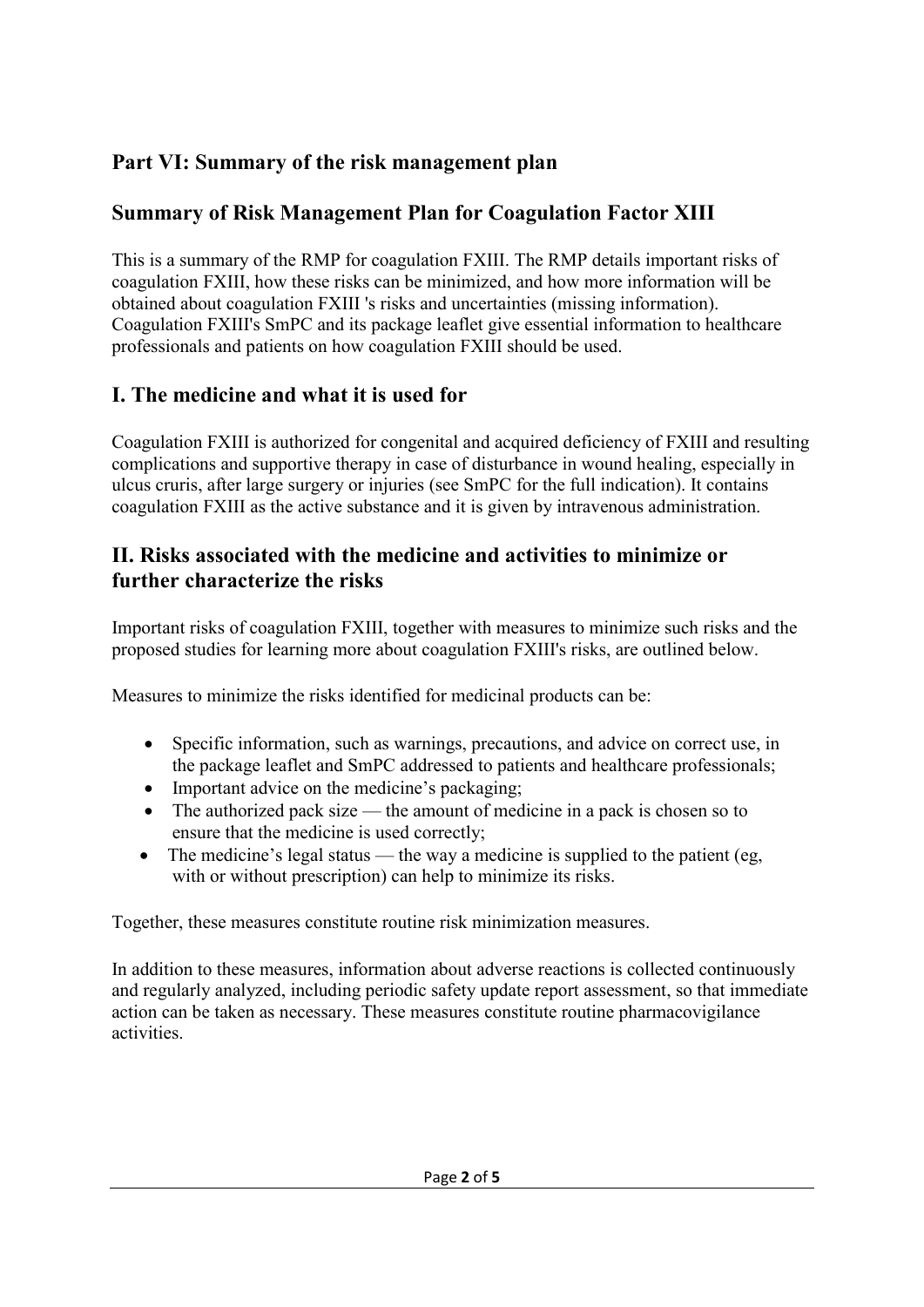# Part VI: Summary of the risk management plan

## Summary of Risk Management Plan for Coagulation Factor XIII

This is a summary of the RMP for coagulation FXIII. The RMP details important risks of coagulation FXIII, how these risks can be minimized, and how more information will be obtained about coagulation FXIII 's risks and uncertainties (missing information). Coagulation FXIII's SmPC and its package leaflet give essential information to healthcare professionals and patients on how coagulation FXIII should be used.

## I. The medicine and what it is used for

Coagulation FXIII is authorized for congenital and acquired deficiency of FXIII and resulting complications and supportive therapy in case of disturbance in wound healing, especially in ulcus cruris, after large surgery or injuries (see SmPC for the full indication). It contains coagulation FXIII as the active substance and it is given by intravenous administration.

## II. Risks associated with the medicine and activities to minimize or further characterize the risks

Important risks of coagulation FXIII, together with measures to minimize such risks and the proposed studies for learning more about coagulation FXIII's risks, are outlined below.

Measures to minimize the risks identified for medicinal products can be:

- Specific information, such as warnings, precautions, and advice on correct use, in the package leaflet and SmPC addressed to patients and healthcare professionals;
- Important advice on the medicine's packaging;
- The authorized pack size — the amount of medicine in a pack is chosen so to ensure that the medicine is used correctly;
- The medicine's legal status — the way a medicine is supplied to the patient (eg, with or without prescription) can help to minimize its risks.

Together, these measures constitute routine risk minimization measures.

In addition to these measures, information about adverse reactions is collected continuously and regularly analyzed, including periodic safety update report assessment, so that immediate action can be taken as necessary. These measures constitute routine pharmacovigilance activities.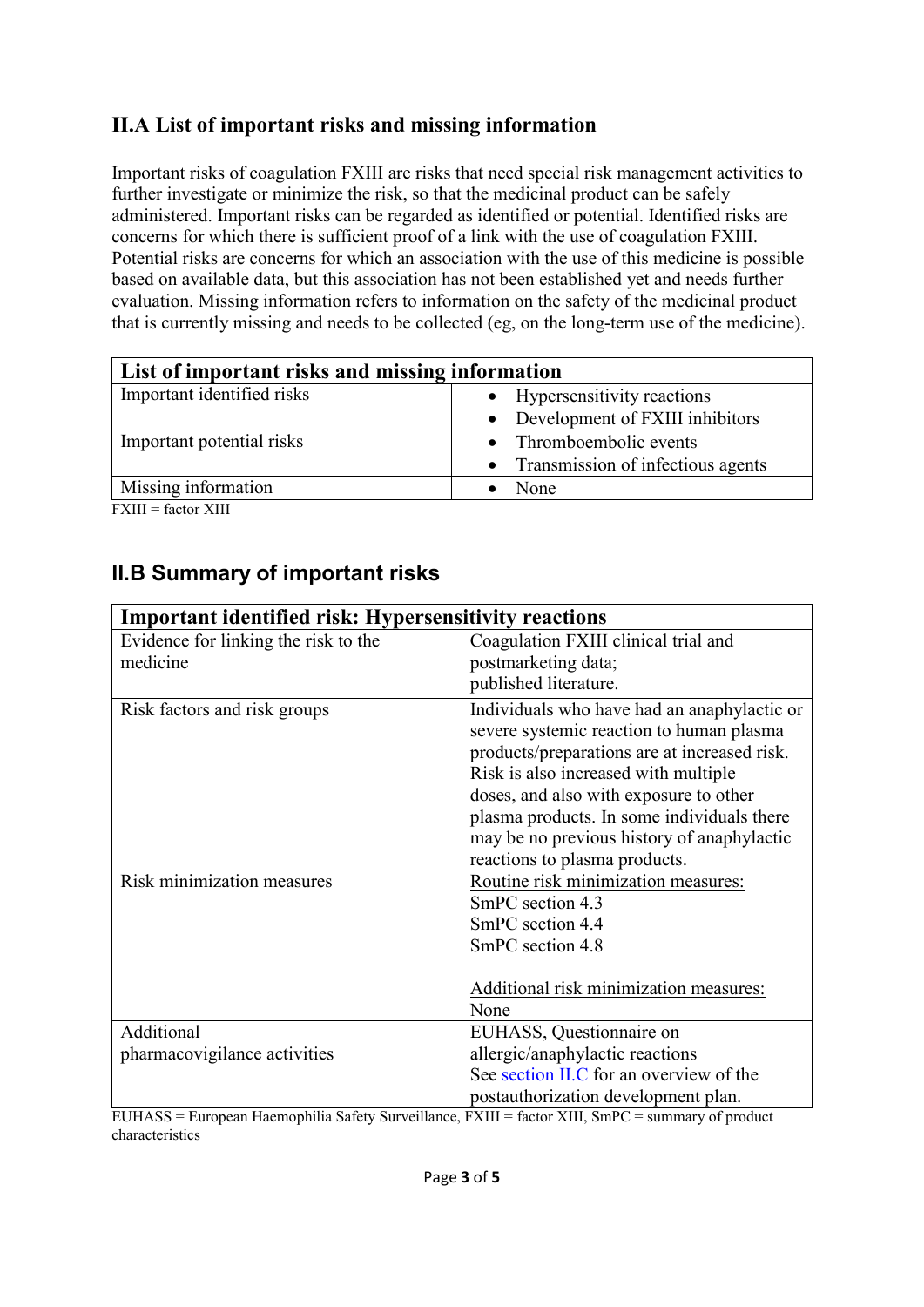## II.A List of important risks and missing information

Important risks of coagulation FXIII are risks that need special risk management activities to further investigate or minimize the risk, so that the medicinal product can be safely administered. Important risks can be regarded as identified or potential. Identified risks are concerns for which there is sufficient proof of a link with the use of coagulation FXIII. Potential risks are concerns for which an association with the use of this medicine is possible based on available data, but this association has not been established yet and needs further evaluation. Missing information refers to information on the safety of the medicinal product that is currently missing and needs to be collected (eg, on the long-term use of the medicine).

| List of important risks and missing information | |
|---|---|
| Important identified risks | • Hypersensitivity reactions<br>• Development of FXIII inhibitors |
| Important potential risks | • Thromboembolic events<br>• Transmission of infectious agents |
| Missing information | • None |

FXIII = factor XIII

## II.B Summary of important risks

| Important identified risk: Hypersensitivity reactions | |
|---|---|
| Evidence for linking the risk to the medicine | Coagulation FXIII clinical trial and postmarketing data;<br>published literature. |
| Risk factors and risk groups | Individuals who have had an anaphylactic or severe systemic reaction to human plasma products/preparations are at increased risk. Risk is also increased with multiple doses, and also with exposure to other plasma products. In some individuals there may be no previous history of anaphylactic reactions to plasma products. |
| Risk minimization measures | Routine risk minimization measures:<br>SmPC section 4.3<br>SmPC section 4.4<br>SmPC section 4.8<br><br>Additional risk minimization measures:<br>None |
| Additional pharmacovigilance activities | EUHASS, Questionnaire on allergic/anaphylactic reactions<br>See section II.C for an overview of the postauthorization development plan. |

EUHASS = European Haemophilia Safety Surveillance, FXIII = factor XIII, SmPC = summary of product characteristics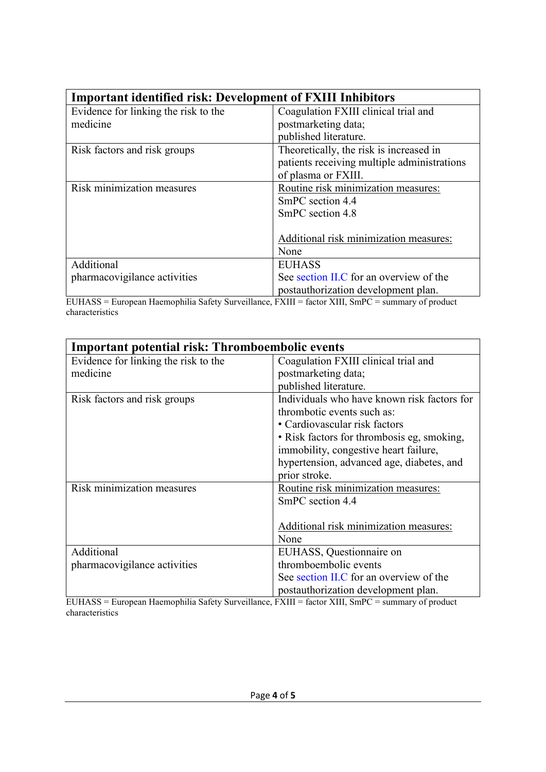| **Important identified risk: Development of FXIII Inhibitors** | |
|---|---|
| Evidence for linking the risk to the medicine | Coagulation FXIII clinical trial and postmarketing data; published literature. |
| Risk factors and risk groups | Theoretically, the risk is increased in patients receiving multiple administrations of plasma or FXIII. |
| Risk minimization measures | Routine risk minimization measures:<br>SmPC section 4.4<br>SmPC section 4.8<br><br>Additional risk minimization measures:<br>None |
| Additional pharmacovigilance activities | EUHASS<br>See section II.C for an overview of the postauthorization development plan. |

EUHASS = European Haemophilia Safety Surveillance, FXIII = factor XIII, SmPC = summary of product characteristics

| **Important potential risk: Thromboembolic events** | |
|---|---|
| Evidence for linking the risk to the medicine | Coagulation FXIII clinical trial and postmarketing data; published literature. |
| Risk factors and risk groups | Individuals who have known risk factors for thrombotic events such as:<br>• Cardiovascular risk factors<br>• Risk factors for thrombosis eg, smoking, immobility, congestive heart failure, hypertension, advanced age, diabetes, and prior stroke. |
| Risk minimization measures | Routine risk minimization measures:<br>SmPC section 4.4<br><br>Additional risk minimization measures:<br>None |
| Additional pharmacovigilance activities | EUHASS, Questionnaire on thromboembolic events<br>See section II.C for an overview of the postauthorization development plan. |

EUHASS = European Haemophilia Safety Surveillance, FXIII = factor XIII, SmPC = summary of product characteristics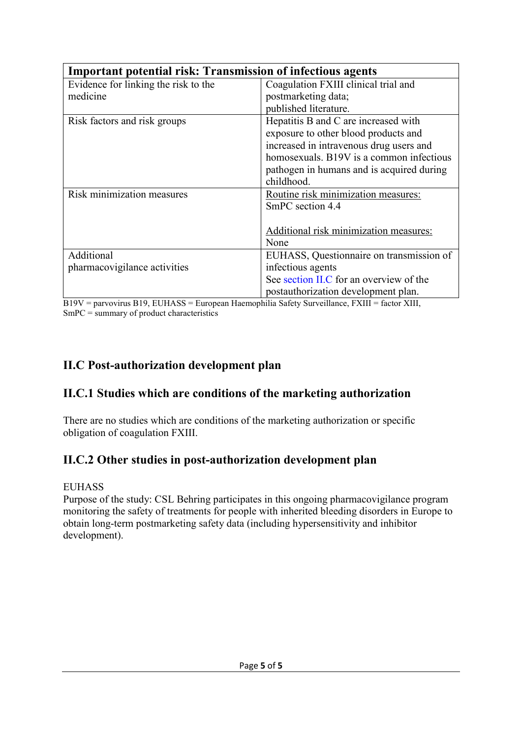| Important potential risk: Transmission of infectious agents | |
|---|---|
| Evidence for linking the risk to the medicine | Coagulation FXIII clinical trial and postmarketing data; published literature. |
| Risk factors and risk groups | Hepatitis B and C are increased with exposure to other blood products and increased in intravenous drug users and homosexuals. B19V is a common infectious pathogen in humans and is acquired during childhood. |
| Risk minimization measures | Routine risk minimization measures: SmPC section 4.4<br><br>Additional risk minimization measures: None |
| Additional pharmacovigilance activities | EUHASS, Questionnaire on transmission of infectious agents<br>See section II.C for an overview of the postauthorization development plan. |

B19V = parvovirus B19, EUHASS = European Haemophilia Safety Surveillance, FXIII = factor XIII, SmPC = summary of product characteristics

## II.C Post-authorization development plan

### II.C.1 Studies which are conditions of the marketing authorization

There are no studies which are conditions of the marketing authorization or specific obligation of coagulation FXIII.

### II.C.2 Other studies in post-authorization development plan

EUHASS

Purpose of the study: CSL Behring participates in this ongoing pharmacovigilance program monitoring the safety of treatments for people with inherited bleeding disorders in Europe to obtain long-term postmarketing safety data (including hypersensitivity and inhibitor development).